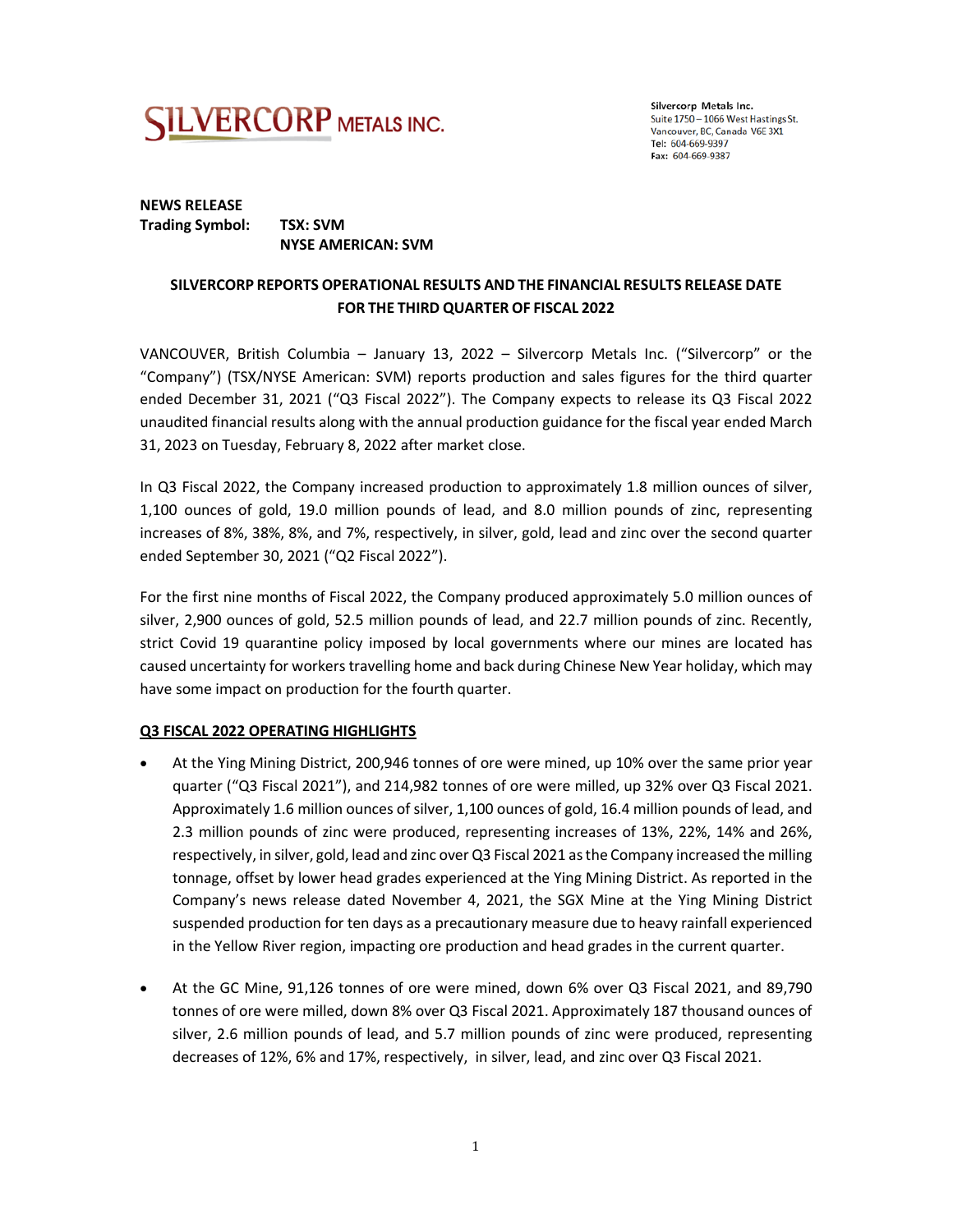**SILVERCORP METALS INC.**

Silvercorp Metals Inc.
Suite 1750 – 1066 West Hastings St.
Vancouver, BC, Canada V6E 3X1
Tel: 604-669-9397
Fax: 604-669-9387

**NEWS RELEASE**
**Trading Symbol: TSX: SVM**
**NYSE AMERICAN: SVM**

## SILVERCORP REPORTS OPERATIONAL RESULTS AND THE FINANCIAL RESULTS RELEASE DATE FOR THE THIRD QUARTER OF FISCAL 2022

VANCOUVER, British Columbia – January 13, 2022 – Silvercorp Metals Inc. ("Silvercorp" or the "Company") (TSX/NYSE American: SVM) reports production and sales figures for the third quarter ended December 31, 2021 ("Q3 Fiscal 2022"). The Company expects to release its Q3 Fiscal 2022 unaudited financial results along with the annual production guidance for the fiscal year ended March 31, 2023 on Tuesday, February 8, 2022 after market close.

In Q3 Fiscal 2022, the Company increased production to approximately 1.8 million ounces of silver, 1,100 ounces of gold, 19.0 million pounds of lead, and 8.0 million pounds of zinc, representing increases of 8%, 38%, 8%, and 7%, respectively, in silver, gold, lead and zinc over the second quarter ended September 30, 2021 ("Q2 Fiscal 2022").

For the first nine months of Fiscal 2022, the Company produced approximately 5.0 million ounces of silver, 2,900 ounces of gold, 52.5 million pounds of lead, and 22.7 million pounds of zinc. Recently, strict Covid 19 quarantine policy imposed by local governments where our mines are located has caused uncertainty for workers travelling home and back during Chinese New Year holiday, which may have some impact on production for the fourth quarter.

### Q3 FISCAL 2022 OPERATING HIGHLIGHTS

- At the Ying Mining District, 200,946 tonnes of ore were mined, up 10% over the same prior year quarter ("Q3 Fiscal 2021"), and 214,982 tonnes of ore were milled, up 32% over Q3 Fiscal 2021. Approximately 1.6 million ounces of silver, 1,100 ounces of gold, 16.4 million pounds of lead, and 2.3 million pounds of zinc were produced, representing increases of 13%, 22%, 14% and 26%, respectively, in silver, gold, lead and zinc over Q3 Fiscal 2021 as the Company increased the milling tonnage, offset by lower head grades experienced at the Ying Mining District. As reported in the Company's news release dated November 4, 2021, the SGX Mine at the Ying Mining District suspended production for ten days as a precautionary measure due to heavy rainfall experienced in the Yellow River region, impacting ore production and head grades in the current quarter.

- At the GC Mine, 91,126 tonnes of ore were mined, down 6% over Q3 Fiscal 2021, and 89,790 tonnes of ore were milled, down 8% over Q3 Fiscal 2021. Approximately 187 thousand ounces of silver, 2.6 million pounds of lead, and 5.7 million pounds of zinc were produced, representing decreases of 12%, 6% and 17%, respectively, in silver, lead, and zinc over Q3 Fiscal 2021.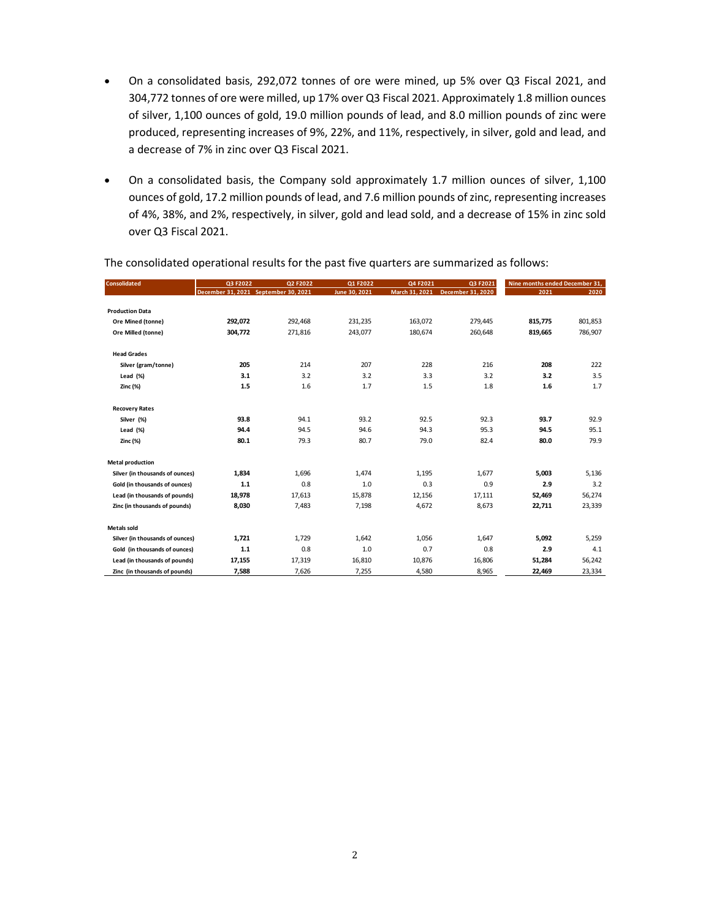- On a consolidated basis, 292,072 tonnes of ore were mined, up 5% over Q3 Fiscal 2021, and 304,772 tonnes of ore were milled, up 17% over Q3 Fiscal 2021. Approximately 1.8 million ounces of silver, 1,100 ounces of gold, 19.0 million pounds of lead, and 8.0 million pounds of zinc were produced, representing increases of 9%, 22%, and 11%, respectively, in silver, gold and lead, and a decrease of 7% in zinc over Q3 Fiscal 2021.

- On a consolidated basis, the Company sold approximately 1.7 million ounces of silver, 1,100 ounces of gold, 17.2 million pounds of lead, and 7.6 million pounds of zinc, representing increases of 4%, 38%, and 2%, respectively, in silver, gold and lead sold, and a decrease of 15% in zinc sold over Q3 Fiscal 2021.

The consolidated operational results for the past five quarters are summarized as follows:

| Consolidated | Q3 F2022 | Q2 F2022 | Q1 F2022 | Q4 F2021 | Q3 F2021 | Nine months ended December 31, | |
|---|---|---|---|---|---|---|---|
| | December 31, 2021 | September 30, 2021 | June 30, 2021 | March 31, 2021 | December 31, 2020 | 2021 | 2020 |
| **Production Data** | | | | | | | |
| Ore Mined (tonne) | **292,072** | 292,468 | 231,235 | 163,072 | 279,445 | **815,775** | 801,853 |
| Ore Milled (tonne) | **304,772** | 271,816 | 243,077 | 180,674 | 260,648 | **819,665** | 786,907 |
| **Head Grades** | | | | | | | |
| Silver (gram/tonne) | **205** | 214 | 207 | 228 | 216 | **208** | 222 |
| Lead (%) | **3.1** | 3.2 | 3.2 | 3.3 | 3.2 | **3.2** | 3.5 |
| Zinc (%) | **1.5** | 1.6 | 1.7 | 1.5 | 1.8 | **1.6** | 1.7 |
| **Recovery Rates** | | | | | | | |
| Silver (%) | **93.8** | 94.1 | 93.2 | 92.5 | 92.3 | **93.7** | 92.9 |
| Lead (%) | **94.4** | 94.5 | 94.6 | 94.3 | 95.3 | **94.5** | 95.1 |
| Zinc (%) | **80.1** | 79.3 | 80.7 | 79.0 | 82.4 | **80.0** | 79.9 |
| **Metal production** | | | | | | | |
| Silver (in thousands of ounces) | **1,834** | 1,696 | 1,474 | 1,195 | 1,677 | **5,003** | 5,136 |
| Gold (in thousands of ounces) | **1.1** | 0.8 | 1.0 | 0.3 | 0.9 | **2.9** | 3.2 |
| Lead (in thousands of pounds) | **18,978** | 17,613 | 15,878 | 12,156 | 17,111 | **52,469** | 56,274 |
| Zinc (in thousands of pounds) | **8,030** | 7,483 | 7,198 | 4,672 | 8,673 | **22,711** | 23,339 |
| **Metals sold** | | | | | | | |
| Silver (in thousands of ounces) | **1,721** | 1,729 | 1,642 | 1,056 | 1,647 | **5,092** | 5,259 |
| Gold (in thousands of ounces) | **1.1** | 0.8 | 1.0 | 0.7 | 0.8 | **2.9** | 4.1 |
| Lead (in thousands of pounds) | **17,155** | 17,319 | 16,810 | 10,876 | 16,806 | **51,284** | 56,242 |
| Zinc (in thousands of pounds) | **7,588** | 7,626 | 7,255 | 4,580 | 8,965 | **22,469** | 23,334 |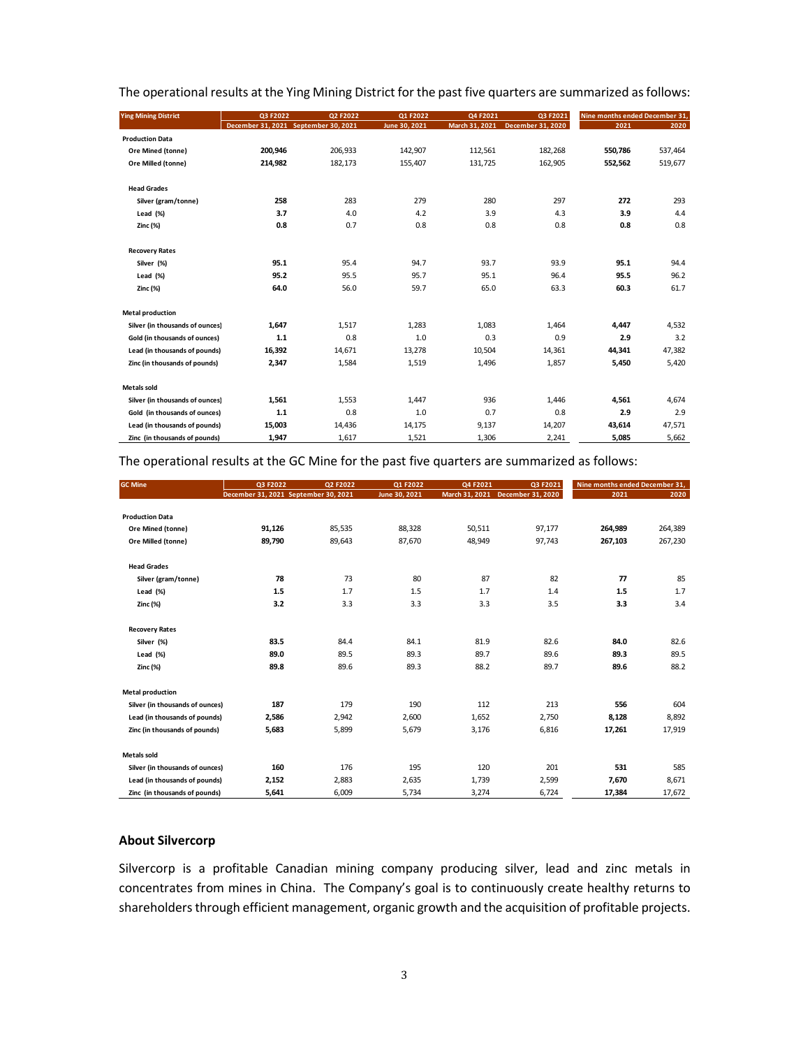The operational results at the Ying Mining District for the past five quarters are summarized as follows:

| Ying Mining District | Q3 F2022 | Q2 F2022 | Q1 F2022 | Q4 F2021 | Q3 F2021 | Nine months ended December 31, | |
|---|---|---|---|---|---|---|---|
| | December 31, 2021 | September 30, 2021 | June 30, 2021 | March 31, 2021 | December 31, 2020 | 2021 | 2020 |
| **Production Data** | | | | | | | |
| Ore Mined (tonne) | **200,946** | 206,933 | 142,907 | 112,561 | 182,268 | **550,786** | 537,464 |
| Ore Milled (tonne) | **214,982** | 182,173 | 155,407 | 131,725 | 162,905 | **552,562** | 519,677 |
| **Head Grades** | | | | | | | |
| Silver (gram/tonne) | **258** | 283 | 279 | 280 | 297 | **272** | 293 |
| Lead (%) | **3.7** | 4.0 | 4.2 | 3.9 | 4.3 | **3.9** | 4.4 |
| Zinc (%) | **0.8** | 0.7 | 0.8 | 0.8 | 0.8 | **0.8** | 0.8 |
| **Recovery Rates** | | | | | | | |
| Silver (%) | **95.1** | 95.4 | 94.7 | 93.7 | 93.9 | **95.1** | 94.4 |
| Lead (%) | **95.2** | 95.5 | 95.7 | 95.1 | 96.4 | **95.5** | 96.2 |
| Zinc (%) | **64.0** | 56.0 | 59.7 | 65.0 | 63.3 | **60.3** | 61.7 |
| **Metal production** | | | | | | | |
| Silver (in thousands of ounces) | **1,647** | 1,517 | 1,283 | 1,083 | 1,464 | **4,447** | 4,532 |
| Gold (in thousands of ounces) | **1.1** | 0.8 | 1.0 | 0.3 | 0.9 | **2.9** | 3.2 |
| Lead (in thousands of pounds) | **16,392** | 14,671 | 13,278 | 10,504 | 14,361 | **44,341** | 47,382 |
| Zinc (in thousands of pounds) | **2,347** | 1,584 | 1,519 | 1,496 | 1,857 | **5,450** | 5,420 |
| **Metals sold** | | | | | | | |
| Silver (in thousands of ounces) | **1,561** | 1,553 | 1,447 | 936 | 1,446 | **4,561** | 4,674 |
| Gold (in thousands of ounces) | **1.1** | 0.8 | 1.0 | 0.7 | 0.8 | **2.9** | 2.9 |
| Lead (in thousands of pounds) | **15,003** | 14,436 | 14,175 | 9,137 | 14,207 | **43,614** | 47,571 |
| Zinc (in thousands of pounds) | **1,947** | 1,617 | 1,521 | 1,306 | 2,241 | **5,085** | 5,662 |

The operational results at the GC Mine for the past five quarters are summarized as follows:

| GC Mine | Q3 F2022 | Q2 F2022 | Q1 F2022 | Q4 F2021 | Q3 F2021 | Nine months ended December 31, | |
|---|---|---|---|---|---|---|---|
| | December 31, 2021 | September 30, 2021 | June 30, 2021 | March 31, 2021 | December 31, 2020 | 2021 | 2020 |
| **Production Data** | | | | | | | |
| Ore Mined (tonne) | **91,126** | 85,535 | 88,328 | 50,511 | 97,177 | **264,989** | 264,389 |
| Ore Milled (tonne) | **89,790** | 89,643 | 87,670 | 48,949 | 97,743 | **267,103** | 267,230 |
| **Head Grades** | | | | | | | |
| Silver (gram/tonne) | **78** | 73 | 80 | 87 | 82 | **77** | 85 |
| Lead (%) | **1.5** | 1.7 | 1.5 | 1.7 | 1.4 | **1.5** | 1.7 |
| Zinc (%) | **3.2** | 3.3 | 3.3 | 3.3 | 3.5 | **3.3** | 3.4 |
| **Recovery Rates** | | | | | | | |
| Silver (%) | **83.5** | 84.4 | 84.1 | 81.9 | 82.6 | **84.0** | 82.6 |
| Lead (%) | **89.0** | 89.5 | 89.3 | 89.7 | 89.6 | **89.3** | 89.5 |
| Zinc (%) | **89.8** | 89.6 | 89.3 | 88.2 | 89.7 | **89.6** | 88.2 |
| **Metal production** | | | | | | | |
| Silver (in thousands of ounces) | **187** | 179 | 190 | 112 | 213 | **556** | 604 |
| Lead (in thousands of pounds) | **2,586** | 2,942 | 2,600 | 1,652 | 2,750 | **8,128** | 8,892 |
| Zinc (in thousands of pounds) | **5,683** | 5,899 | 5,679 | 3,176 | 6,816 | **17,261** | 17,919 |
| **Metals sold** | | | | | | | |
| Silver (in thousands of ounces) | **160** | 176 | 195 | 120 | 201 | **531** | 585 |
| Lead (in thousands of pounds) | **2,152** | 2,883 | 2,635 | 1,739 | 2,599 | **7,670** | 8,671 |
| Zinc (in thousands of pounds) | **5,641** | 6,009 | 5,734 | 3,274 | 6,724 | **17,384** | 17,672 |

## About Silvercorp

Silvercorp is a profitable Canadian mining company producing silver, lead and zinc metals in concentrates from mines in China. The Company's goal is to continuously create healthy returns to shareholders through efficient management, organic growth and the acquisition of profitable projects.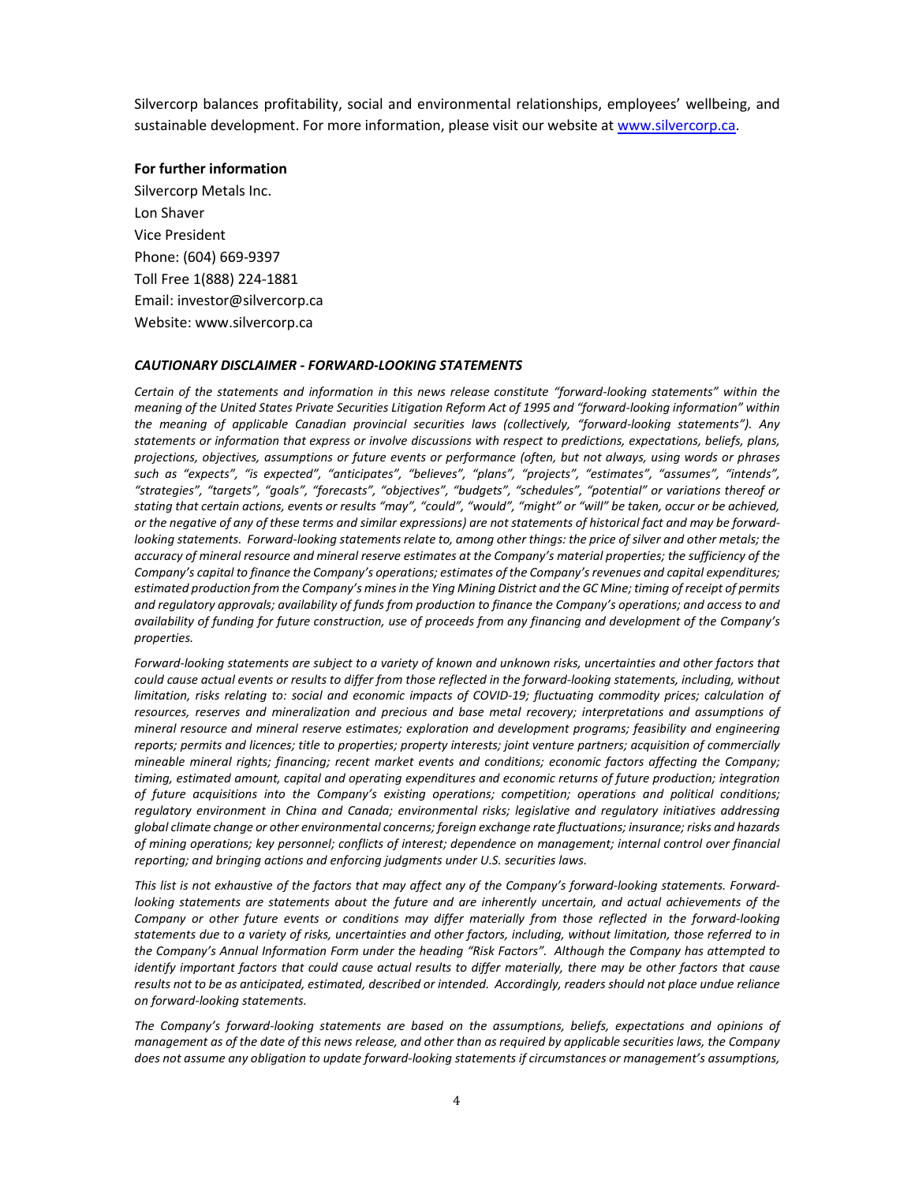Silvercorp balances profitability, social and environmental relationships, employees' wellbeing, and sustainable development. For more information, please visit our website at [www.silvercorp.ca](http://www.silvercorp.ca).

**For further information**

Silvercorp Metals Inc.
Lon Shaver
Vice President
Phone: (604) 669-9397
Toll Free 1(888) 224-1881
Email: investor@silvercorp.ca
Website: www.silvercorp.ca

***CAUTIONARY DISCLAIMER - FORWARD-LOOKING STATEMENTS***

*Certain of the statements and information in this news release constitute "forward-looking statements" within the meaning of the United States Private Securities Litigation Reform Act of 1995 and "forward-looking information" within the meaning of applicable Canadian provincial securities laws (collectively, "forward-looking statements"). Any statements or information that express or involve discussions with respect to predictions, expectations, beliefs, plans, projections, objectives, assumptions or future events or performance (often, but not always, using words or phrases such as "expects", "is expected", "anticipates", "believes", "plans", "projects", "estimates", "assumes", "intends", "strategies", "targets", "goals", "forecasts", "objectives", "budgets", "schedules", "potential" or variations thereof or stating that certain actions, events or results "may", "could", "would", "might" or "will" be taken, occur or be achieved, or the negative of any of these terms and similar expressions) are not statements of historical fact and may be forward-looking statements. Forward-looking statements relate to, among other things: the price of silver and other metals; the accuracy of mineral resource and mineral reserve estimates at the Company's material properties; the sufficiency of the Company's capital to finance the Company's operations; estimates of the Company's revenues and capital expenditures; estimated production from the Company's mines in the Ying Mining District and the GC Mine; timing of receipt of permits and regulatory approvals; availability of funds from production to finance the Company's operations; and access to and availability of funding for future construction, use of proceeds from any financing and development of the Company's properties.*

*Forward-looking statements are subject to a variety of known and unknown risks, uncertainties and other factors that could cause actual events or results to differ from those reflected in the forward-looking statements, including, without limitation, risks relating to: social and economic impacts of COVID-19; fluctuating commodity prices; calculation of resources, reserves and mineralization and precious and base metal recovery; interpretations and assumptions of mineral resource and mineral reserve estimates; exploration and development programs; feasibility and engineering reports; permits and licences; title to properties; property interests; joint venture partners; acquisition of commercially mineable mineral rights; financing; recent market events and conditions; economic factors affecting the Company; timing, estimated amount, capital and operating expenditures and economic returns of future production; integration of future acquisitions into the Company's existing operations; competition; operations and political conditions; regulatory environment in China and Canada; environmental risks; legislative and regulatory initiatives addressing global climate change or other environmental concerns; foreign exchange rate fluctuations; insurance; risks and hazards of mining operations; key personnel; conflicts of interest; dependence on management; internal control over financial reporting; and bringing actions and enforcing judgments under U.S. securities laws.*

*This list is not exhaustive of the factors that may affect any of the Company's forward-looking statements. Forward-looking statements are statements about the future and are inherently uncertain, and actual achievements of the Company or other future events or conditions may differ materially from those reflected in the forward-looking statements due to a variety of risks, uncertainties and other factors, including, without limitation, those referred to in the Company's Annual Information Form under the heading "Risk Factors". Although the Company has attempted to identify important factors that could cause actual results to differ materially, there may be other factors that cause results not to be as anticipated, estimated, described or intended. Accordingly, readers should not place undue reliance on forward-looking statements.*

*The Company's forward-looking statements are based on the assumptions, beliefs, expectations and opinions of management as of the date of this news release, and other than as required by applicable securities laws, the Company does not assume any obligation to update forward-looking statements if circumstances or management's assumptions,*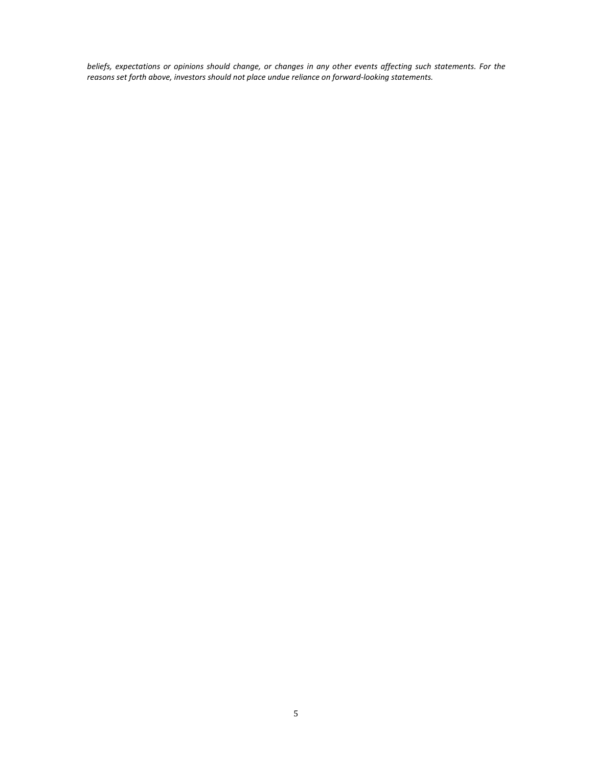*beliefs, expectations or opinions should change, or changes in any other events affecting such statements. For the reasons set forth above, investors should not place undue reliance on forward-looking statements.*